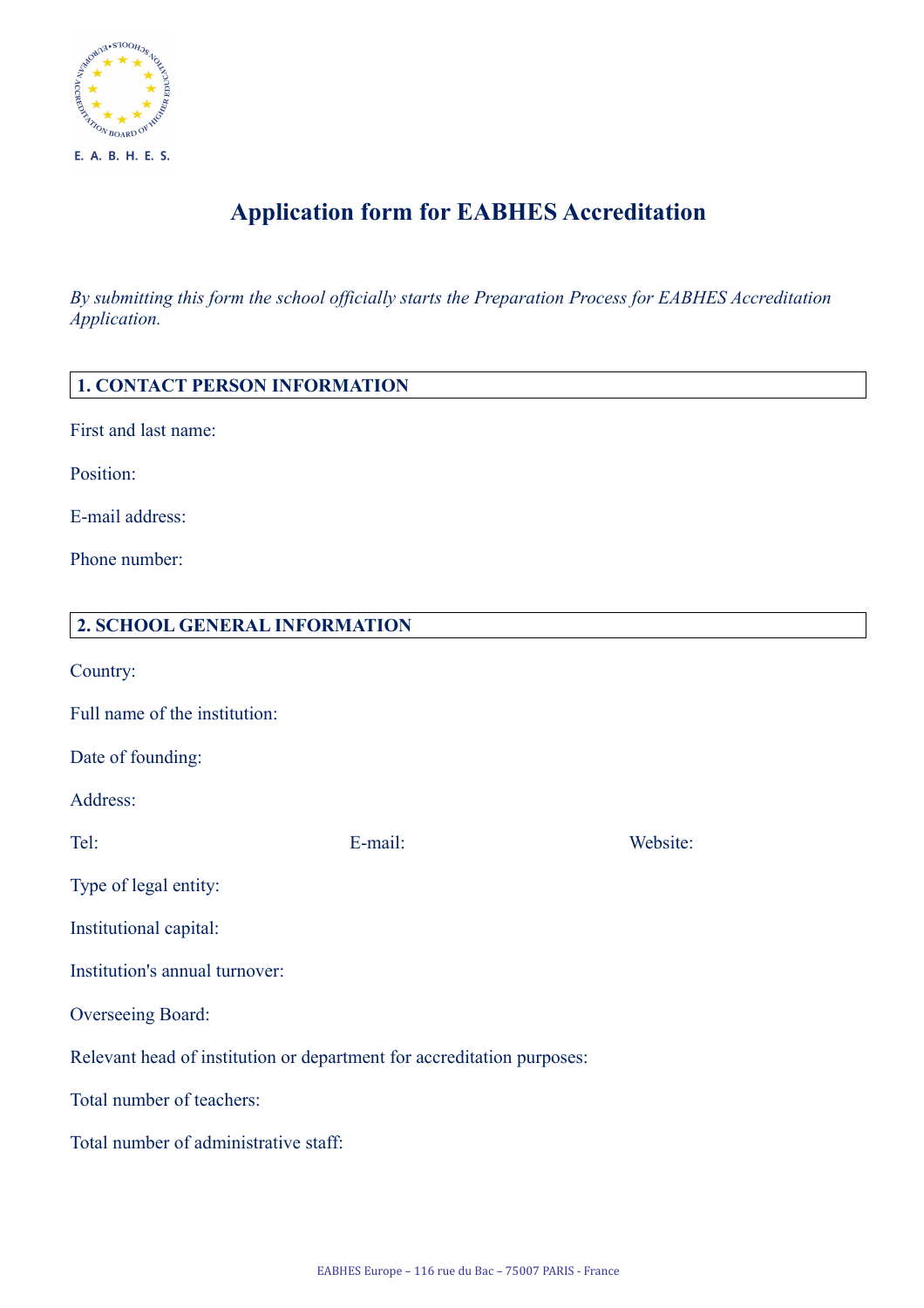# Application form for EABHES Accreditation

*By submitting this form the school officially starts the Preparation Process for EABHES Accreditation Application.*

## 1. CONTACT PERSON INFORMATION

First and last name:

Position:

E-mail address:

Phone number:

## 2. SCHOOL GENERAL INFORMATION

Country:

Full name of the institution:

Date of founding:

Address:

Tel: E-mail: Website:

Type of legal entity:

Institutional capital:

Institution's annual turnover:

Overseeing Board:

Relevant head of institution or department for accreditation purposes:

Total number of teachers:

Total number of administrative staff: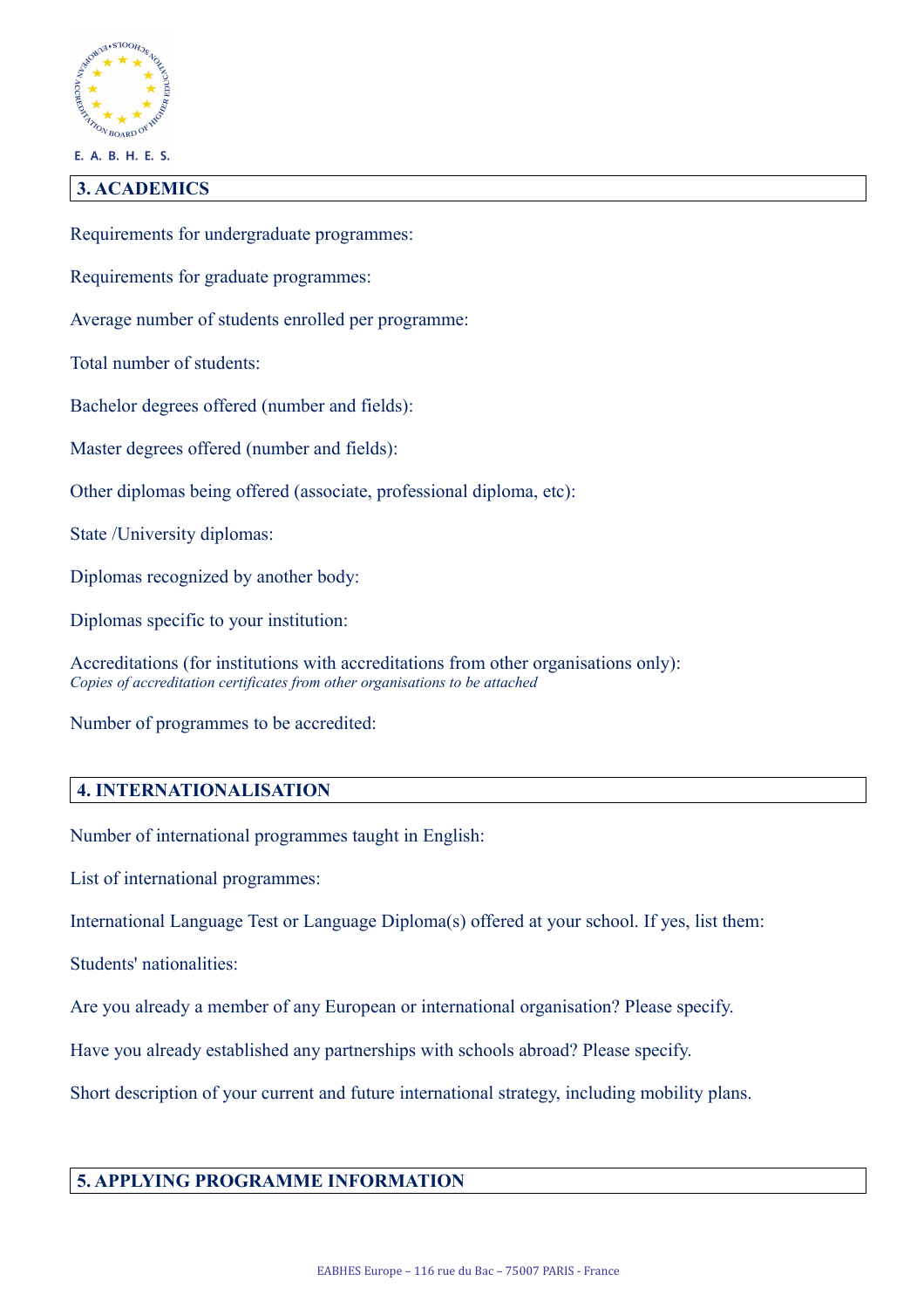## 3. ACADEMICS

Requirements for undergraduate programmes:

Requirements for graduate programmes:

Average number of students enrolled per programme:

Total number of students:

Bachelor degrees offered (number and fields):

Master degrees offered (number and fields):

Other diplomas being offered (associate, professional diploma, etc):

State /University diplomas:

Diplomas recognized by another body:

Diplomas specific to your institution:

Accreditations (for institutions with accreditations from other organisations only):
*Copies of accreditation certificates from other organisations to be attached*

Number of programmes to be accredited:

## 4. INTERNATIONALISATION

Number of international programmes taught in English:

List of international programmes:

International Language Test or Language Diploma(s) offered at your school. If yes, list them:

Students' nationalities:

Are you already a member of any European or international organisation? Please specify.

Have you already established any partnerships with schools abroad? Please specify.

Short description of your current and future international strategy, including mobility plans.

## 5. APPLYING PROGRAMME INFORMATION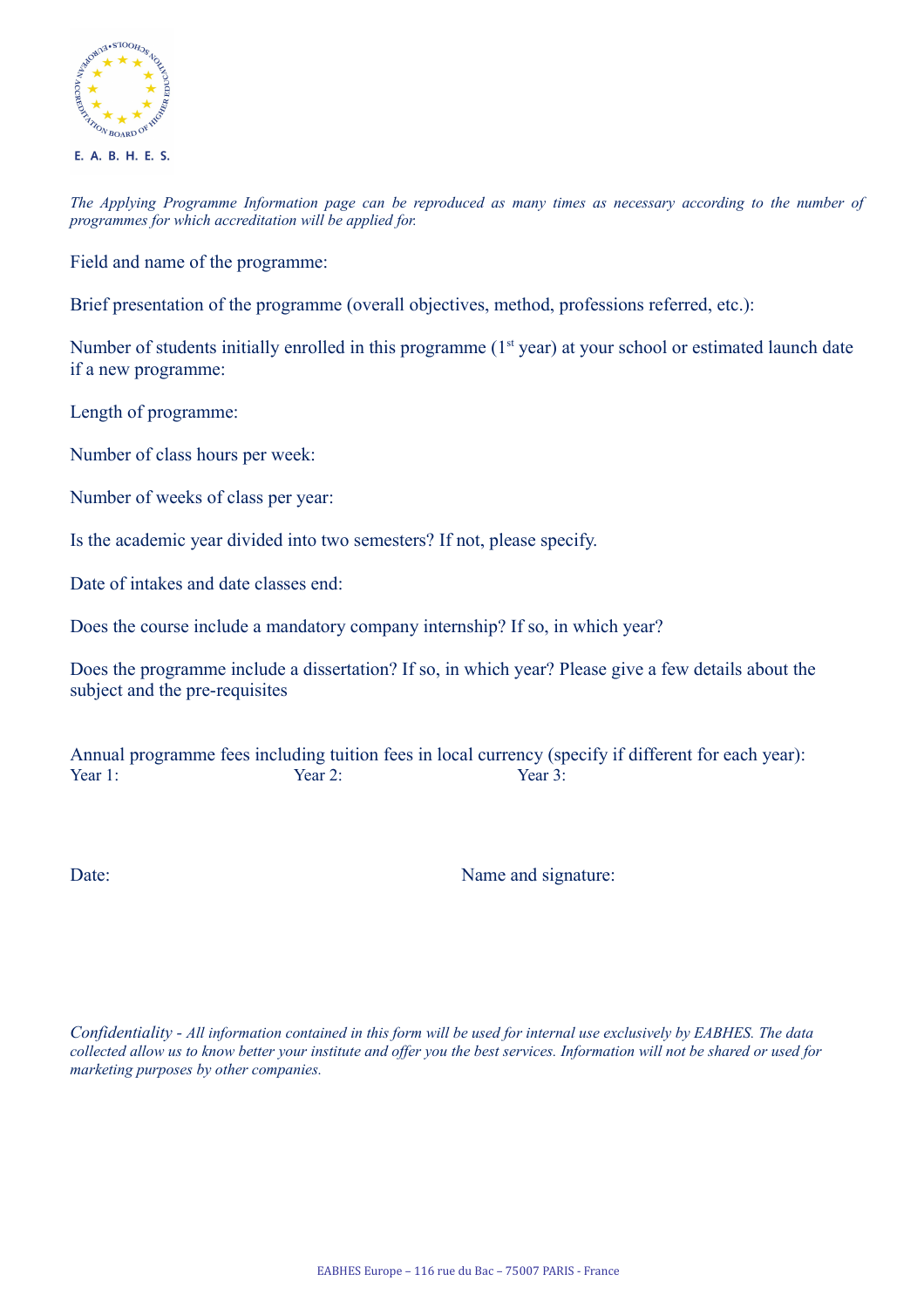E. A. B. H. E. S.

*The Applying Programme Information page can be reproduced as many times as necessary according to the number of programmes for which accreditation will be applied for.*

Field and name of the programme:

Brief presentation of the programme (overall objectives, method, professions referred, etc.):

Number of students initially enrolled in this programme (1st year) at your school or estimated launch date if a new programme:

Length of programme:

Number of class hours per week:

Number of weeks of class per year:

Is the academic year divided into two semesters? If not, please specify.

Date of intakes and date classes end:

Does the course include a mandatory company internship? If so, in which year?

Does the programme include a dissertation? If so, in which year? Please give a few details about the subject and the pre-requisites

Annual programme fees including tuition fees in local currency (specify if different for each year):
Year 1: Year 2: Year 3:

Date: Name and signature:

*Confidentiality - All information contained in this form will be used for internal use exclusively by EABHES. The data collected allow us to know better your institute and offer you the best services. Information will not be shared or used for marketing purposes by other companies.*

EABHES Europe – 116 rue du Bac – 75007 PARIS - France